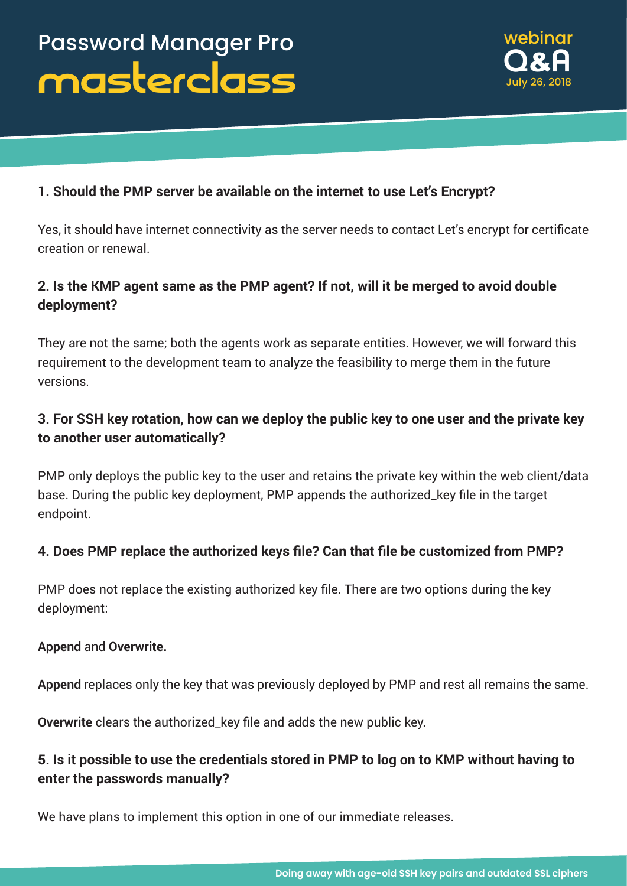# Password Manager Pro masterclass

webinar Q&A

July 26, 2018

### 1. Should the PMP server be available on the internet to use Let's Encrypt?

Yes, it should have internet connectivity as the server needs to contact Let's encrypt for certificate creation or renewal.

### 2. Is the KMP agent same as the PMP agent? If not, will it be merged to avoid double deployment?

They are not the same; both the agents work as separate entities. However, we will forward this requirement to the development team to analyze the feasibility to merge them in the future versions.

### 3. For SSH key rotation, how can we deploy the public key to one user and the private key to another user automatically?

PMP only deploys the public key to the user and retains the private key within the web client/data base. During the public key deployment, PMP appends the authorized_key file in the target endpoint.

### 4. Does PMP replace the authorized keys file? Can that file be customized from PMP?

PMP does not replace the existing authorized key file. There are two options during the key deployment:

**Append** and **Overwrite.**

**Append** replaces only the key that was previously deployed by PMP and rest all remains the same.

**Overwrite** clears the authorized_key file and adds the new public key.

### 5. Is it possible to use the credentials stored in PMP to log on to KMP without having to enter the passwords manually?

We have plans to implement this option in one of our immediate releases.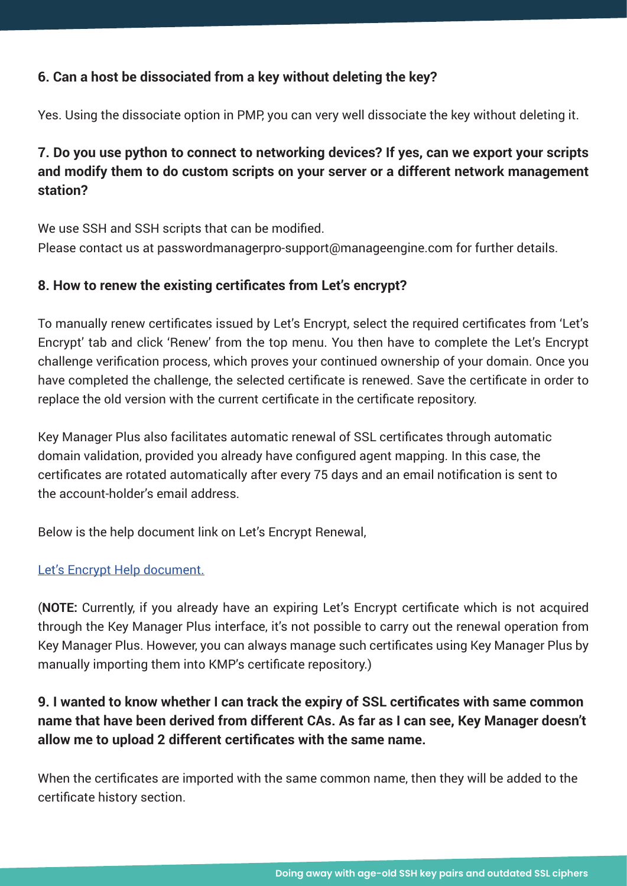### 6. Can a host be dissociated from a key without deleting the key?

Yes. Using the dissociate option in PMP, you can very well dissociate the key without deleting it.

### 7. Do you use python to connect to networking devices? If yes, can we export your scripts and modify them to do custom scripts on your server or a different network management station?

We use SSH and SSH scripts that can be modified.
Please contact us at passwordmanagerpro-support@manageengine.com for further details.

### 8. How to renew the existing certificates from Let's encrypt?

To manually renew certificates issued by Let's Encrypt, select the required certificates from 'Let's Encrypt' tab and click 'Renew' from the top menu. You then have to complete the Let's Encrypt challenge verification process, which proves your continued ownership of your domain. Once you have completed the challenge, the selected certificate is renewed. Save the certificate in order to replace the old version with the current certificate in the certificate repository.

Key Manager Plus also facilitates automatic renewal of SSL certificates through automatic domain validation, provided you already have configured agent mapping. In this case, the certificates are rotated automatically after every 75 days and an email notification is sent to the account-holder's email address.

Below is the help document link on Let's Encrypt Renewal,

[Let's Encrypt Help document.]

(**NOTE:** Currently, if you already have an expiring Let's Encrypt certificate which is not acquired through the Key Manager Plus interface, it's not possible to carry out the renewal operation from Key Manager Plus. However, you can always manage such certificates using Key Manager Plus by manually importing them into KMP's certificate repository.)

### 9. I wanted to know whether I can track the expiry of SSL certificates with same common name that have been derived from different CAs. As far as I can see, Key Manager doesn't allow me to upload 2 different certificates with the same name.

When the certificates are imported with the same common name, then they will be added to the certificate history section.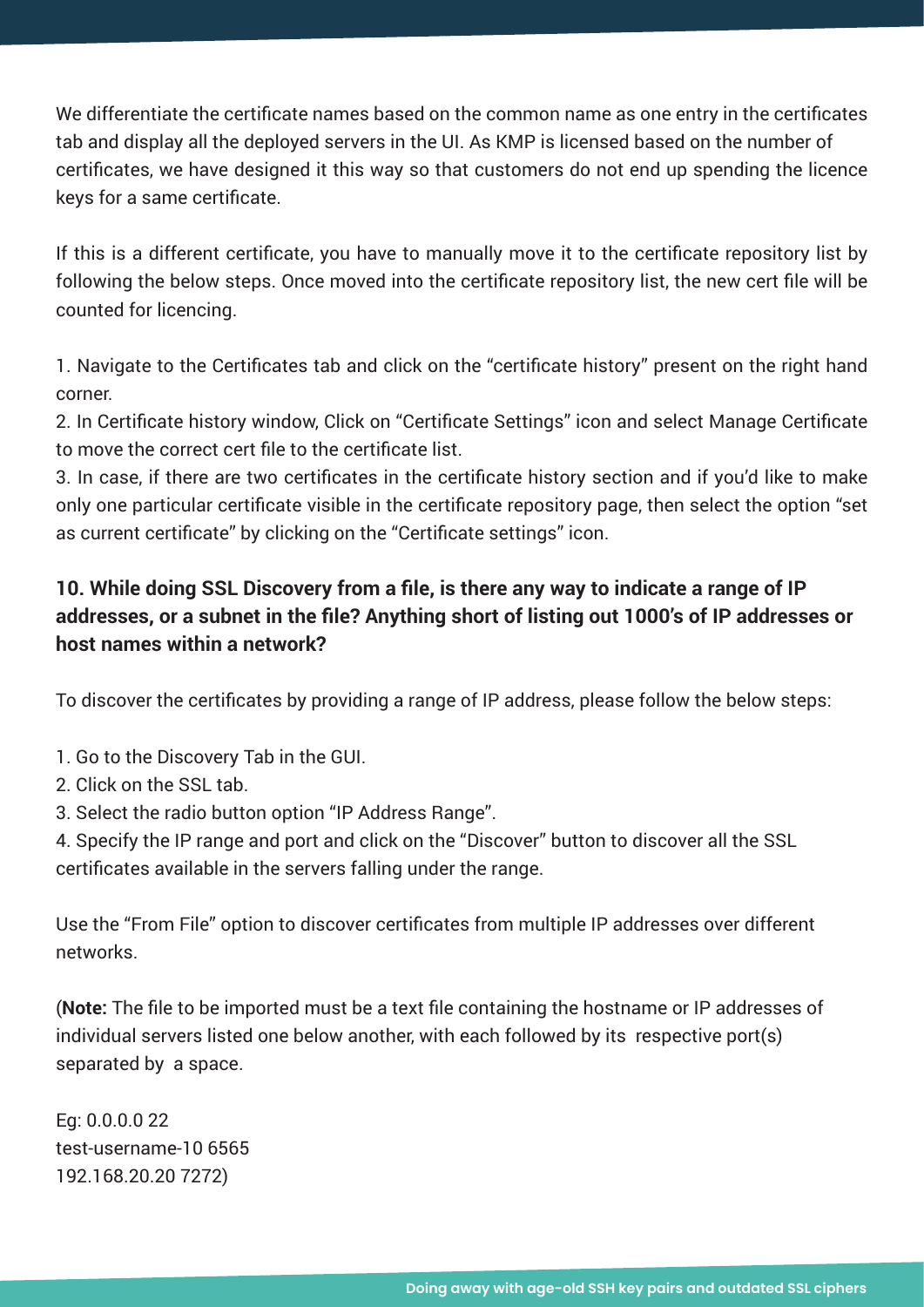We differentiate the certificate names based on the common name as one entry in the certificates tab and display all the deployed servers in the UI. As KMP is licensed based on the number of certificates, we have designed it this way so that customers do not end up spending the licence keys for a same certificate.

If this is a different certificate, you have to manually move it to the certificate repository list by following the below steps. Once moved into the certificate repository list, the new cert file will be counted for licencing.

1. Navigate to the Certificates tab and click on the “certificate history” present on the right hand corner.
2. In Certificate history window, Click on “Certificate Settings” icon and select Manage Certificate to move the correct cert file to the certificate list.
3. In case, if there are two certificates in the certificate history section and if you’d like to make only one particular certificate visible in the certificate repository page, then select the option “set as current certificate” by clicking on the “Certificate settings” icon.

**10. While doing SSL Discovery from a file, is there any way to indicate a range of IP addresses, or a subnet in the file? Anything short of listing out 1000’s of IP addresses or host names within a network?**

To discover the certificates by providing a range of IP address, please follow the below steps:

1. Go to the Discovery Tab in the GUI.
2. Click on the SSL tab.
3. Select the radio button option “IP Address Range”.
4. Specify the IP range and port and click on the “Discover” button to discover all the SSL certificates available in the servers falling under the range.

Use the “From File” option to discover certificates from multiple IP addresses over different networks.

(**Note:** The file to be imported must be a text file containing the hostname or IP addresses of individual servers listed one below another, with each followed by its respective port(s) separated by a space.

Eg: 0.0.0.0 22
test-username-10 6565
192.168.20.20 7272)